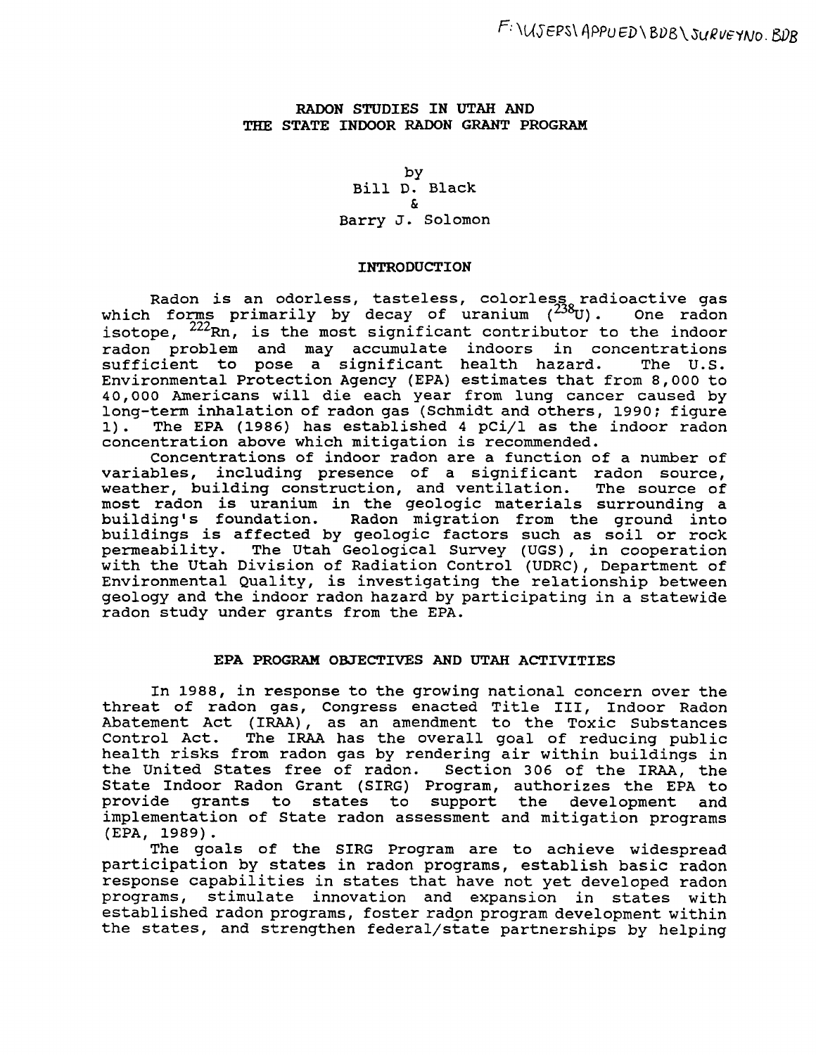F:\USERS\APPUED\BDB\SURVEYNO.BDB

# RADON STUDIES IN UTAH AND THE STATE INDOOR RADON GRANT PROGRAM

by
Bill D. Black
&
Barry J. Solomon

## INTRODUCTION

Radon is an odorless, tasteless, colorless radioactive gas which forms primarily by decay of uranium ($^{238}U$). One radon isotope, $^{222}Rn$, is the most significant contributor to the indoor radon problem and may accumulate indoors in concentrations sufficient to pose a significant health hazard. The U.S. Environmental Protection Agency (EPA) estimates that from 8,000 to 40,000 Americans will die each year from lung cancer caused by long-term inhalation of radon gas (Schmidt and others, 1990; figure 1). The EPA (1986) has established 4 pCi/l as the indoor radon concentration above which mitigation is recommended.

Concentrations of indoor radon are a function of a number of variables, including presence of a significant radon source, weather, building construction, and ventilation. The source of most radon is uranium in the geologic materials surrounding a building's foundation. Radon migration from the ground into buildings is affected by geologic factors such as soil or rock permeability. The Utah Geological Survey (UGS), in cooperation with the Utah Division of Radiation Control (UDRC), Department of Environmental Quality, is investigating the relationship between geology and the indoor radon hazard by participating in a statewide radon study under grants from the EPA.

## EPA PROGRAM OBJECTIVES AND UTAH ACTIVITIES

In 1988, in response to the growing national concern over the threat of radon gas, Congress enacted Title III, Indoor Radon Abatement Act (IRAA), as an amendment to the Toxic Substances Control Act. The IRAA has the overall goal of reducing public health risks from radon gas by rendering air within buildings in the United States free of radon. Section 306 of the IRAA, the State Indoor Radon Grant (SIRG) Program, authorizes the EPA to provide grants to states to support the development and implementation of State radon assessment and mitigation programs (EPA, 1989).

The goals of the SIRG Program are to achieve widespread participation by states in radon programs, establish basic radon response capabilities in states that have not yet developed radon programs, stimulate innovation and expansion in states with established radon programs, foster radon program development within the states, and strengthen federal/state partnerships by helping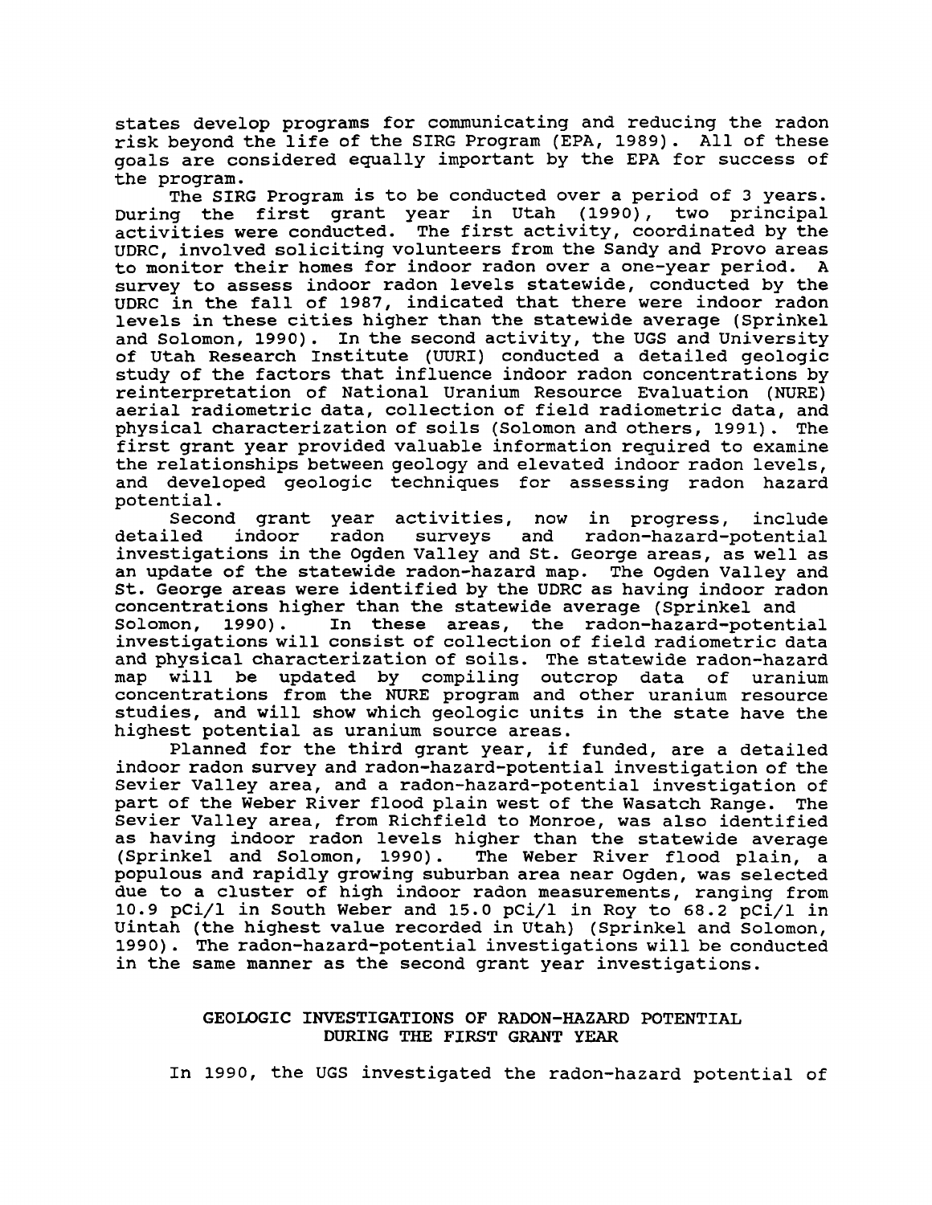states develop programs for communicating and reducing the radon risk beyond the life of the SIRG Program (EPA, 1989). All of these goals are considered equally important by the EPA for success of the program.

The SIRG Program is to be conducted over a period of 3 years. During the first grant year in Utah (1990), two principal activities were conducted. The first activity, coordinated by the UDRC, involved soliciting volunteers from the Sandy and Provo areas to monitor their homes for indoor radon over a one-year period. A survey to assess indoor radon levels statewide, conducted by the UDRC in the fall of 1987, indicated that there were indoor radon levels in these cities higher than the statewide average (Sprinkel and Solomon, 1990). In the second activity, the UGS and University of Utah Research Institute (UURI) conducted a detailed geologic study of the factors that influence indoor radon concentrations by reinterpretation of National Uranium Resource Evaluation (NURE) aerial radiometric data, collection of field radiometric data, and physical characterization of soils (Solomon and others, 1991). The first grant year provided valuable information required to examine the relationships between geology and elevated indoor radon levels, and developed geologic techniques for assessing radon hazard potential.

Second grant year activities, now in progress, include detailed indoor radon surveys and radon-hazard-potential investigations in the Ogden Valley and St. George areas, as well as an update of the statewide radon-hazard map. The Ogden Valley and St. George areas were identified by the UDRC as having indoor radon concentrations higher than the statewide average (Sprinkel and Solomon, 1990). In these areas, the radon-hazard-potential investigations will consist of collection of field radiometric data and physical characterization of soils. The statewide radon-hazard map will be updated by compiling outcrop data of uranium concentrations from the NURE program and other uranium resource studies, and will show which geologic units in the state have the highest potential as uranium source areas.

Planned for the third grant year, if funded, are a detailed indoor radon survey and radon-hazard-potential investigation of the Sevier Valley area, and a radon-hazard-potential investigation of part of the Weber River flood plain west of the Wasatch Range. The Sevier Valley area, from Richfield to Monroe, was also identified as having indoor radon levels higher than the statewide average (Sprinkel and Solomon, 1990). The Weber River flood plain, a populous and rapidly growing suburban area near Ogden, was selected due to a cluster of high indoor radon measurements, ranging from 10.9 pCi/l in South Weber and 15.0 pCi/l in Roy to 68.2 pCi/l in Uintah (the highest value recorded in Utah) (Sprinkel and Solomon, 1990). The radon-hazard-potential investigations will be conducted in the same manner as the second grant year investigations.

## GEOLOGIC INVESTIGATIONS OF RADON-HAZARD POTENTIAL DURING THE FIRST GRANT YEAR

In 1990, the UGS investigated the radon-hazard potential of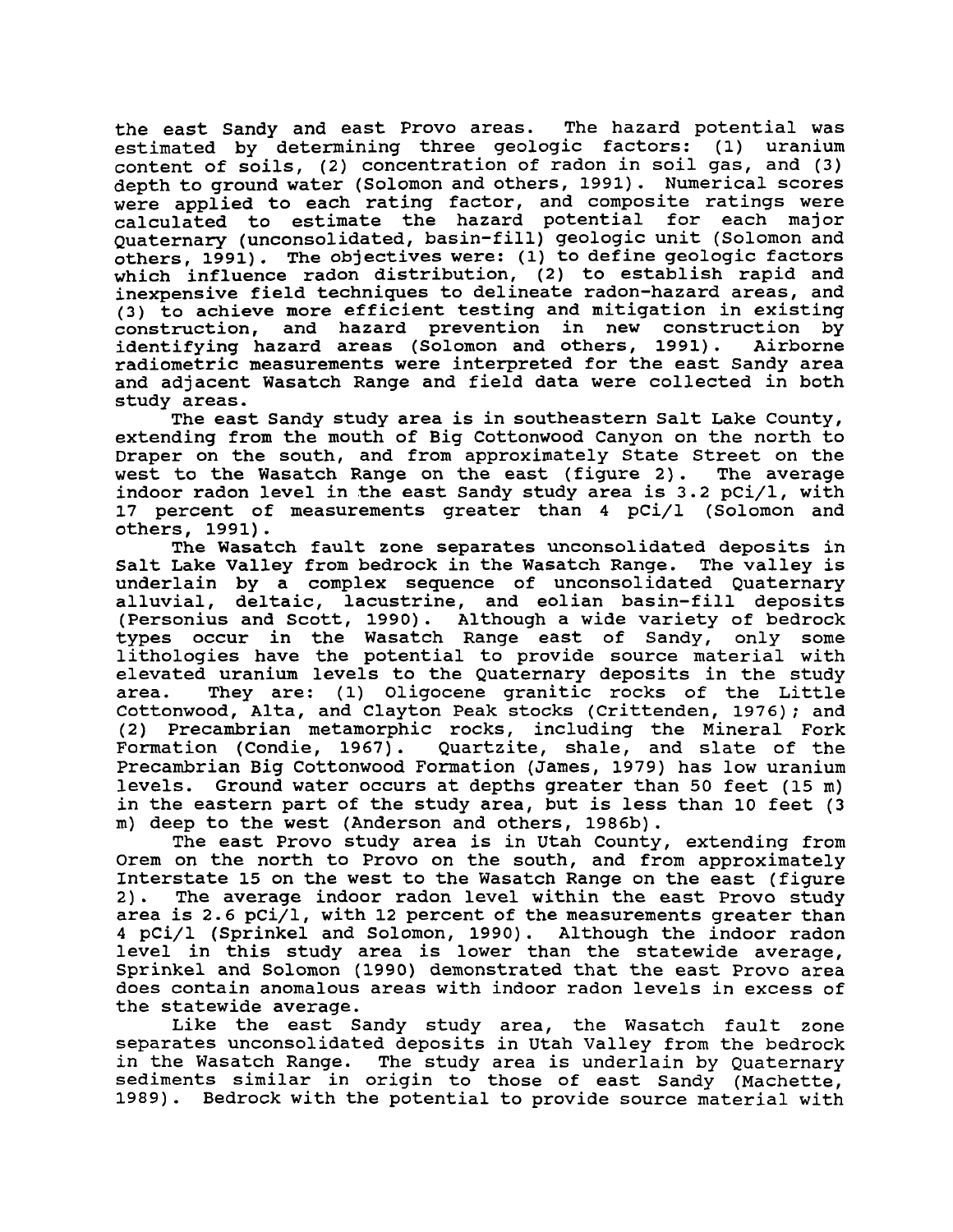the east Sandy and east Provo areas. The hazard potential was estimated by determining three geologic factors: (1) uranium content of soils, (2) concentration of radon in soil gas, and (3) depth to ground water (Solomon and others, 1991). Numerical scores were applied to each rating factor, and composite ratings were calculated to estimate the hazard potential for each major Quaternary (unconsolidated, basin-fill) geologic unit (Solomon and others, 1991). The objectives were: (1) to define geologic factors which influence radon distribution, (2) to establish rapid and inexpensive field techniques to delineate radon-hazard areas, and (3) to achieve more efficient testing and mitigation in existing construction, and hazard prevention in new construction by identifying hazard areas (Solomon and others, 1991). Airborne radiometric measurements were interpreted for the east Sandy area and adjacent Wasatch Range and field data were collected in both study areas.

The east Sandy study area is in southeastern Salt Lake County, extending from the mouth of Big Cottonwood Canyon on the north to Draper on the south, and from approximately State Street on the west to the Wasatch Range on the east (figure 2). The average indoor radon level in the east Sandy study area is 3.2 pCi/l, with 17 percent of measurements greater than 4 pCi/l (Solomon and others, 1991).

The Wasatch fault zone separates unconsolidated deposits in Salt Lake Valley from bedrock in the Wasatch Range. The valley is underlain by a complex sequence of unconsolidated Quaternary alluvial, deltaic, lacustrine, and eolian basin-fill deposits (Personius and Scott, 1990). Although a wide variety of bedrock types occur in the Wasatch Range east of Sandy, only some lithologies have the potential to provide source material with elevated uranium levels to the Quaternary deposits in the study area. They are: (1) Oligocene granitic rocks of the Little Cottonwood, Alta, and Clayton Peak stocks (Crittenden, 1976); and (2) Precambrian metamorphic rocks, including the Mineral Fork Formation (Condie, 1967). Quartzite, shale, and slate of the Precambrian Big Cottonwood Formation (James, 1979) has low uranium levels. Ground water occurs at depths greater than 50 feet (15 m) in the eastern part of the study area, but is less than 10 feet (3 m) deep to the west (Anderson and others, 1986b).

The east Provo study area is in Utah County, extending from Orem on the north to Provo on the south, and from approximately Interstate 15 on the west to the Wasatch Range on the east (figure 2). The average indoor radon level within the east Provo study area is 2.6 pCi/l, with 12 percent of the measurements greater than 4 pCi/l (Sprinkel and Solomon, 1990). Although the indoor radon level in this study area is lower than the statewide average, Sprinkel and Solomon (1990) demonstrated that the east Provo area does contain anomalous areas with indoor radon levels in excess of the statewide average.

Like the east Sandy study area, the Wasatch fault zone separates unconsolidated deposits in Utah Valley from the bedrock in the Wasatch Range. The study area is underlain by Quaternary sediments similar in origin to those of east Sandy (Machette, 1989). Bedrock with the potential to provide source material with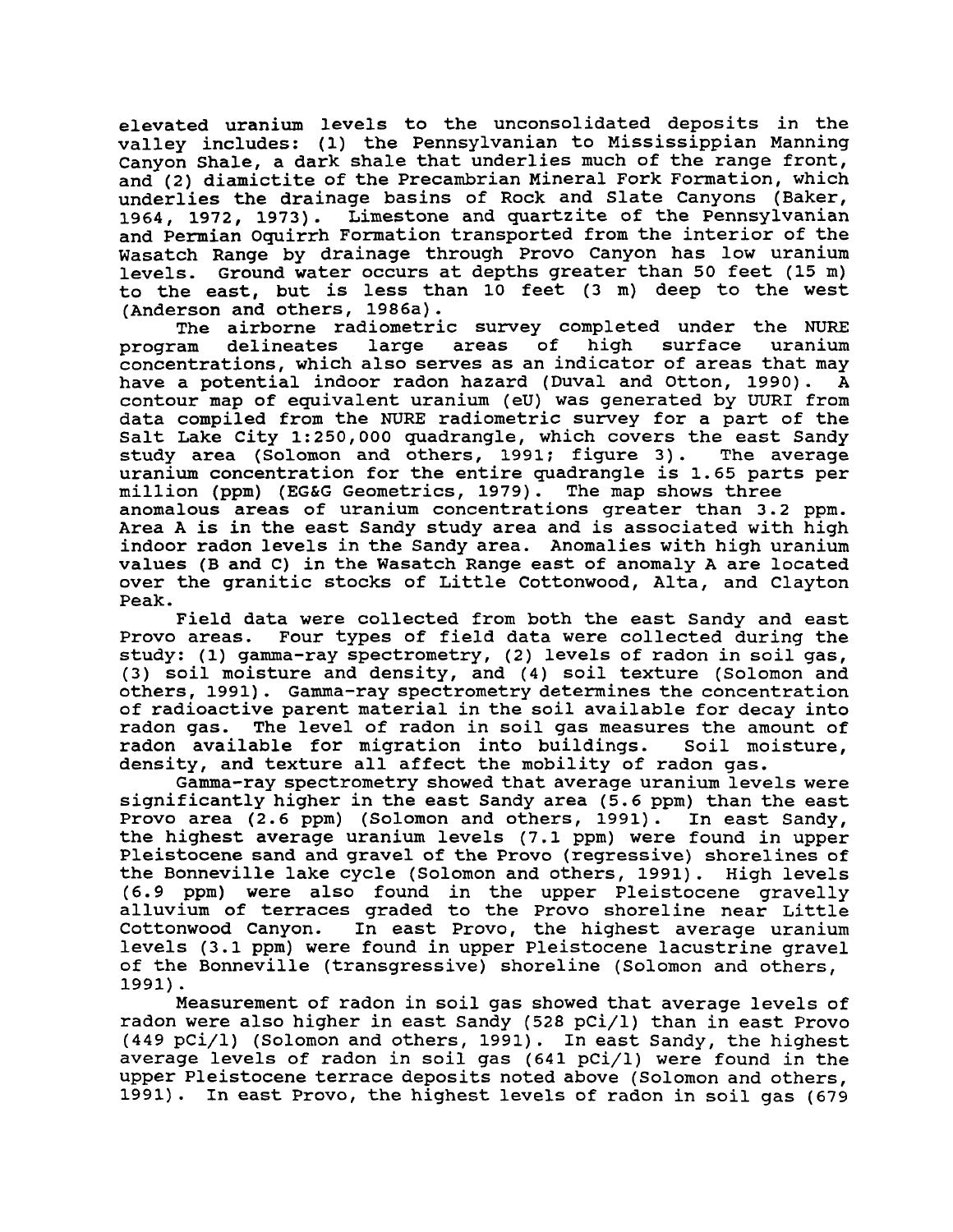elevated uranium levels to the unconsolidated deposits in the valley includes: (1) the Pennsylvanian to Mississippian Manning Canyon Shale, a dark shale that underlies much of the range front, and (2) diamictite of the Precambrian Mineral Fork Formation, which underlies the drainage basins of Rock and Slate Canyons (Baker, 1964, 1972, 1973). Limestone and quartzite of the Pennsylvanian and Permian Oquirrh Formation transported from the interior of the Wasatch Range by drainage through Provo Canyon has low uranium levels. Ground water occurs at depths greater than 50 feet (15 m) to the east, but is less than 10 feet (3 m) deep to the west (Anderson and others, 1986a).

The airborne radiometric survey completed under the NURE program delineates large areas of high surface uranium concentrations, which also serves as an indicator of areas that may have a potential indoor radon hazard (Duval and Otton, 1990). A contour map of equivalent uranium (eU) was generated by UURI from data compiled from the NURE radiometric survey for a part of the Salt Lake City 1:250,000 quadrangle, which covers the east Sandy study area (Solomon and others, 1991; figure 3). The average uranium concentration for the entire quadrangle is 1.65 parts per million (ppm) (EG&G Geometrics, 1979). The map shows three anomalous areas of uranium concentrations greater than 3.2 ppm. Area A is in the east Sandy study area and is associated with high indoor radon levels in the Sandy area. Anomalies with high uranium values (B and C) in the Wasatch Range east of anomaly A are located over the granitic stocks of Little Cottonwood, Alta, and Clayton Peak.

Field data were collected from both the east Sandy and east Provo areas. Four types of field data were collected during the study: (1) gamma-ray spectrometry, (2) levels of radon in soil gas, (3) soil moisture and density, and (4) soil texture (Solomon and others, 1991). Gamma-ray spectrometry determines the concentration of radioactive parent material in the soil available for decay into radon gas. The level of radon in soil gas measures the amount of radon available for migration into buildings. Soil moisture, density, and texture all affect the mobility of radon gas.

Gamma-ray spectrometry showed that average uranium levels were significantly higher in the east Sandy area (5.6 ppm) than the east Provo area (2.6 ppm) (Solomon and others, 1991). In east Sandy, the highest average uranium levels (7.1 ppm) were found in upper Pleistocene sand and gravel of the Provo (regressive) shorelines of the Bonneville lake cycle (Solomon and others, 1991). High levels (6.9 ppm) were also found in the upper Pleistocene gravelly alluvium of terraces graded to the Provo shoreline near Little Cottonwood Canyon. In east Provo, the highest average uranium levels (3.1 ppm) were found in upper Pleistocene lacustrine gravel of the Bonneville (transgressive) shoreline (Solomon and others, 1991).

Measurement of radon in soil gas showed that average levels of radon were also higher in east Sandy (528 pCi/l) than in east Provo (449 pCi/l) (Solomon and others, 1991). In east Sandy, the highest average levels of radon in soil gas (641 pCi/l) were found in the upper Pleistocene terrace deposits noted above (Solomon and others, 1991). In east Provo, the highest levels of radon in soil gas (679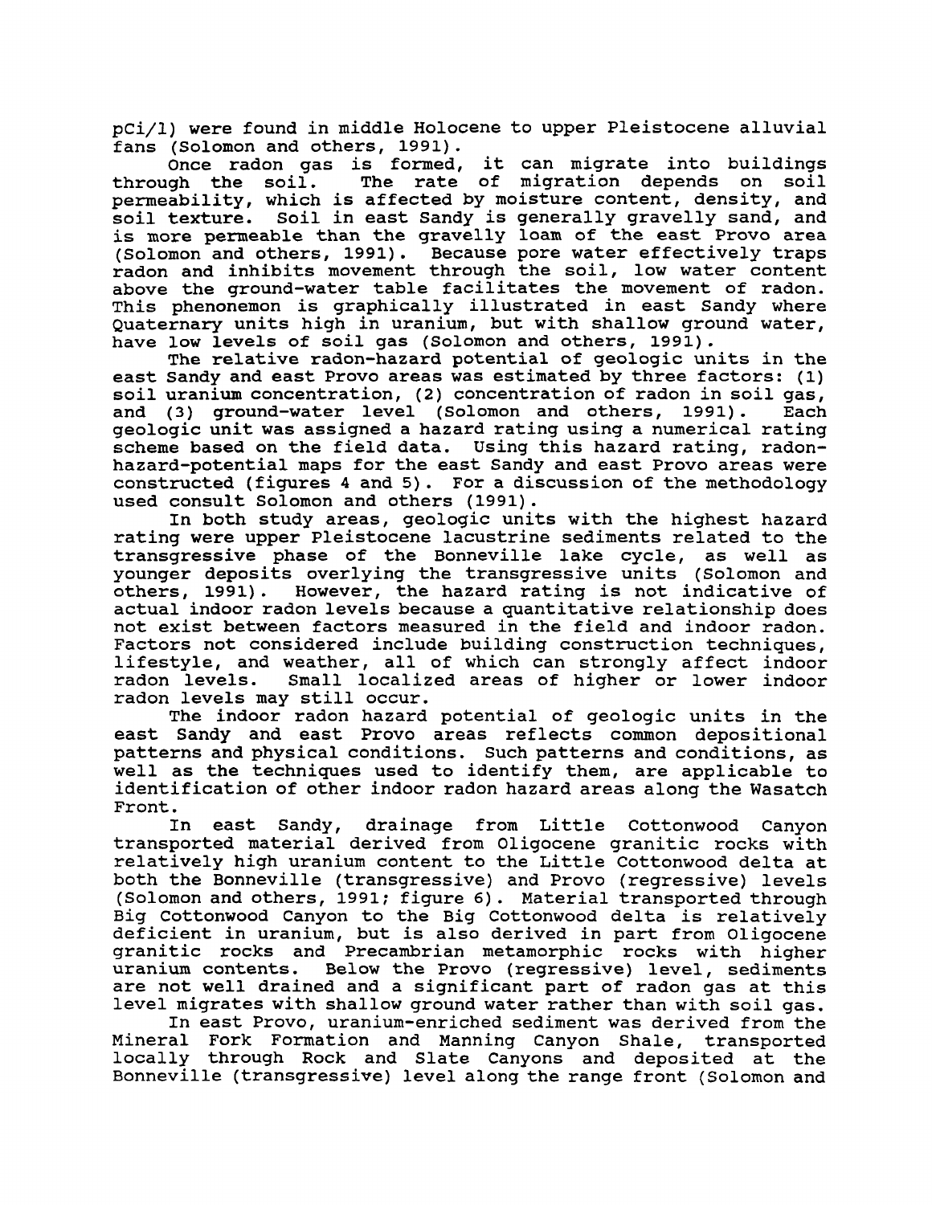pCi/l) were found in middle Holocene to upper Pleistocene alluvial fans (Solomon and others, 1991).

Once radon gas is formed, it can migrate into buildings through the soil. The rate of migration depends on soil permeability, which is affected by moisture content, density, and soil texture. Soil in east Sandy is generally gravelly sand, and is more permeable than the gravelly loam of the east Provo area (Solomon and others, 1991). Because pore water effectively traps radon and inhibits movement through the soil, low water content above the ground-water table facilitates the movement of radon. This phenonemon is graphically illustrated in east Sandy where Quaternary units high in uranium, but with shallow ground water, have low levels of soil gas (Solomon and others, 1991).

The relative radon-hazard potential of geologic units in the east Sandy and east Provo areas was estimated by three factors: (1) soil uranium concentration, (2) concentration of radon in soil gas, and (3) ground-water level (Solomon and others, 1991). Each geologic unit was assigned a hazard rating using a numerical rating scheme based on the field data. Using this hazard rating, radon-hazard-potential maps for the east Sandy and east Provo areas were constructed (figures 4 and 5). For a discussion of the methodology used consult Solomon and others (1991).

In both study areas, geologic units with the highest hazard rating were upper Pleistocene lacustrine sediments related to the transgressive phase of the Bonneville lake cycle, as well as younger deposits overlying the transgressive units (Solomon and others, 1991). However, the hazard rating is not indicative of actual indoor radon levels because a quantitative relationship does not exist between factors measured in the field and indoor radon. Factors not considered include building construction techniques, lifestyle, and weather, all of which can strongly affect indoor radon levels. Small localized areas of higher or lower indoor radon levels may still occur.

The indoor radon hazard potential of geologic units in the east Sandy and east Provo areas reflects common depositional patterns and physical conditions. Such patterns and conditions, as well as the techniques used to identify them, are applicable to identification of other indoor radon hazard areas along the Wasatch Front.

In east Sandy, drainage from Little Cottonwood Canyon transported material derived from Oligocene granitic rocks with relatively high uranium content to the Little Cottonwood delta at both the Bonneville (transgressive) and Provo (regressive) levels (Solomon and others, 1991; figure 6). Material transported through Big Cottonwood Canyon to the Big Cottonwood delta is relatively deficient in uranium, but is also derived in part from Oligocene granitic rocks and Precambrian metamorphic rocks with higher uranium contents. Below the Provo (regressive) level, sediments are not well drained and a significant part of radon gas at this level migrates with shallow ground water rather than with soil gas.

In east Provo, uranium-enriched sediment was derived from the Mineral Fork Formation and Manning Canyon Shale, transported locally through Rock and Slate Canyons and deposited at the Bonneville (transgressive) level along the range front (Solomon and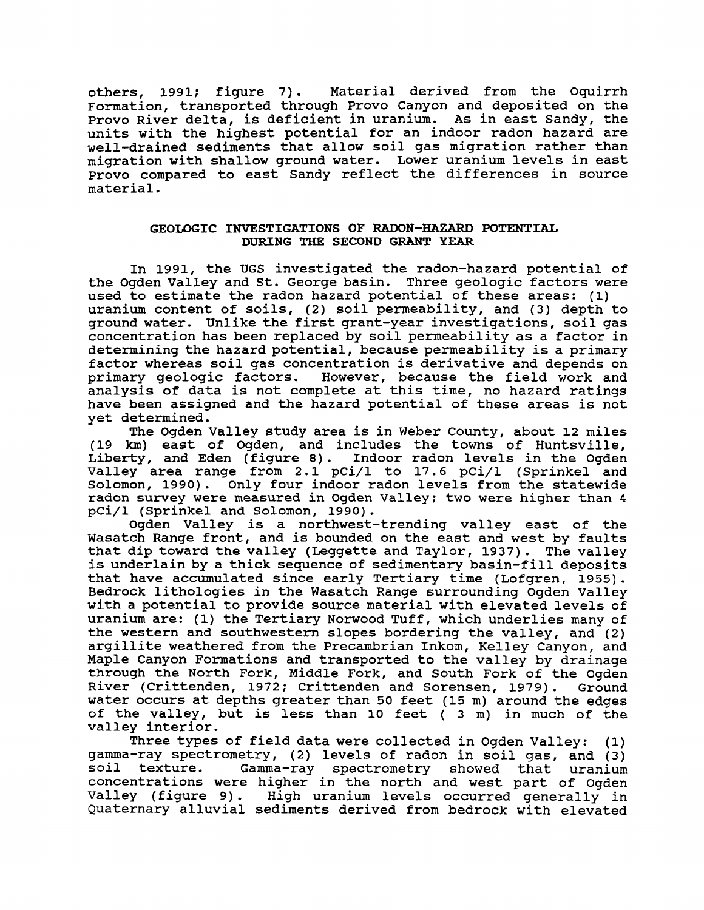others, 1991; figure 7). Material derived from the Oquirrh Formation, transported through Provo Canyon and deposited on the Provo River delta, is deficient in uranium. As in east Sandy, the units with the highest potential for an indoor radon hazard are well-drained sediments that allow soil gas migration rather than migration with shallow ground water. Lower uranium levels in east Provo compared to east Sandy reflect the differences in source material.

## GEOLOGIC INVESTIGATIONS OF RADON-HAZARD POTENTIAL DURING THE SECOND GRANT YEAR

In 1991, the UGS investigated the radon-hazard potential of the Ogden Valley and St. George basin. Three geologic factors were used to estimate the radon hazard potential of these areas: (1) uranium content of soils, (2) soil permeability, and (3) depth to ground water. Unlike the first grant-year investigations, soil gas concentration has been replaced by soil permeability as a factor in determining the hazard potential, because permeability is a primary factor whereas soil gas concentration is derivative and depends on primary geologic factors. However, because the field work and analysis of data is not complete at this time, no hazard ratings have been assigned and the hazard potential of these areas is not yet determined.

The Ogden Valley study area is in Weber County, about 12 miles (19 km) east of Ogden, and includes the towns of Huntsville, Liberty, and Eden (figure 8). Indoor radon levels in the Ogden Valley area range from 2.1 pCi/l to 17.6 pCi/l (Sprinkel and Solomon, 1990). Only four indoor radon levels from the statewide radon survey were measured in Ogden Valley; two were higher than 4 pCi/l (Sprinkel and Solomon, 1990).

Ogden Valley is a northwest-trending valley east of the Wasatch Range front, and is bounded on the east and west by faults that dip toward the valley (Leggette and Taylor, 1937). The valley is underlain by a thick sequence of sedimentary basin-fill deposits that have accumulated since early Tertiary time (Lofgren, 1955). Bedrock lithologies in the Wasatch Range surrounding Ogden Valley with a potential to provide source material with elevated levels of uranium are: (1) the Tertiary Norwood Tuff, which underlies many of the western and southwestern slopes bordering the valley, and (2) argillite weathered from the Precambrian Inkom, Kelley Canyon, and Maple Canyon Formations and transported to the valley by drainage through the North Fork, Middle Fork, and South Fork of the Ogden River (Crittenden, 1972; Crittenden and Sorensen, 1979). Ground water occurs at depths greater than 50 feet (15 m) around the edges of the valley, but is less than 10 feet ( 3 m) in much of the valley interior.

Three types of field data were collected in Ogden Valley: (1) gamma-ray spectrometry, (2) levels of radon in soil gas, and (3) soil texture. Gamma-ray spectrometry showed that uranium concentrations were higher in the north and west part of Ogden Valley (figure 9). High uranium levels occurred generally in Quaternary alluvial sediments derived from bedrock with elevated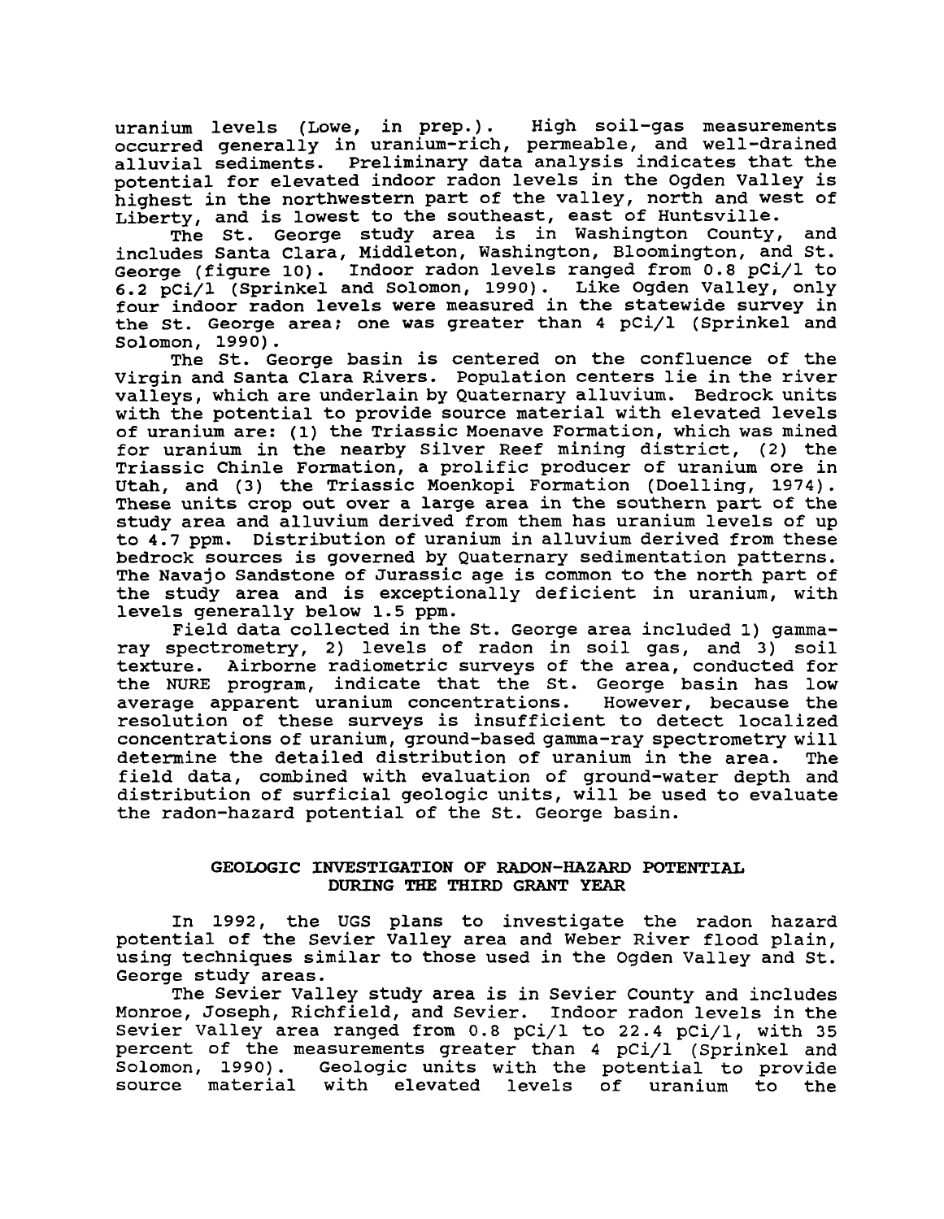uranium levels (Lowe, in prep.). High soil-gas measurements occurred generally in uranium-rich, permeable, and well-drained alluvial sediments. Preliminary data analysis indicates that the potential for elevated indoor radon levels in the Ogden Valley is highest in the northwestern part of the valley, north and west of Liberty, and is lowest to the southeast, east of Huntsville.

The St. George study area is in Washington County, and includes Santa Clara, Middleton, Washington, Bloomington, and St. George (figure 10). Indoor radon levels ranged from 0.8 pCi/l to 6.2 pCi/l (Sprinkel and Solomon, 1990). Like Ogden Valley, only four indoor radon levels were measured in the statewide survey in the St. George area; one was greater than 4 pCi/l (Sprinkel and Solomon, 1990).

The St. George basin is centered on the confluence of the Virgin and Santa Clara Rivers. Population centers lie in the river valleys, which are underlain by Quaternary alluvium. Bedrock units with the potential to provide source material with elevated levels of uranium are: (1) the Triassic Moenave Formation, which was mined for uranium in the nearby Silver Reef mining district, (2) the Triassic Chinle Formation, a prolific producer of uranium ore in Utah, and (3) the Triassic Moenkopi Formation (Doelling, 1974). These units crop out over a large area in the southern part of the study area and alluvium derived from them has uranium levels of up to 4.7 ppm. Distribution of uranium in alluvium derived from these bedrock sources is governed by Quaternary sedimentation patterns. The Navajo Sandstone of Jurassic age is common to the north part of the study area and is exceptionally deficient in uranium, with levels generally below 1.5 ppm.

Field data collected in the St. George area included 1) gamma-ray spectrometry, 2) levels of radon in soil gas, and 3) soil texture. Airborne radiometric surveys of the area, conducted for the NURE program, indicate that the St. George basin has low average apparent uranium concentrations. However, because the resolution of these surveys is insufficient to detect localized concentrations of uranium, ground-based gamma-ray spectrometry will determine the detailed distribution of uranium in the area. The field data, combined with evaluation of ground-water depth and distribution of surficial geologic units, will be used to evaluate the radon-hazard potential of the St. George basin.

## GEOLOGIC INVESTIGATION OF RADON-HAZARD POTENTIAL DURING THE THIRD GRANT YEAR

In 1992, the UGS plans to investigate the radon hazard potential of the Sevier Valley area and Weber River flood plain, using techniques similar to those used in the Ogden Valley and St. George study areas.

The Sevier Valley study area is in Sevier County and includes Monroe, Joseph, Richfield, and Sevier. Indoor radon levels in the Sevier Valley area ranged from 0.8 pCi/l to 22.4 pCi/l, with 35 percent of the measurements greater than 4 pCi/l (Sprinkel and Solomon, 1990). Geologic units with the potential to provide source material with elevated levels of uranium to the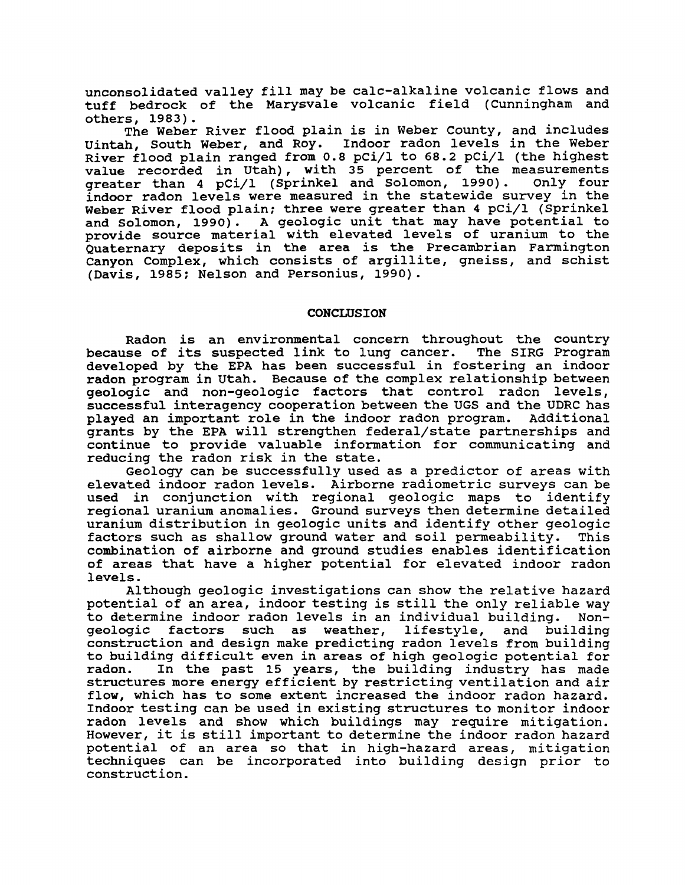unconsolidated valley fill may be calc-alkaline volcanic flows and tuff bedrock of the Marysvale volcanic field (Cunningham and others, 1983).

The Weber River flood plain is in Weber County, and includes Uintah, South Weber, and Roy. Indoor radon levels in the Weber River flood plain ranged from 0.8 pCi/l to 68.2 pCi/l (the highest value recorded in Utah), with 35 percent of the measurements greater than 4 pCi/l (Sprinkel and Solomon, 1990). Only four indoor radon levels were measured in the statewide survey in the Weber River flood plain; three were greater than 4 pCi/l (Sprinkel and Solomon, 1990). A geologic unit that may have potential to provide source material with elevated levels of uranium to the Quaternary deposits in the area is the Precambrian Farmington Canyon Complex, which consists of argillite, gneiss, and schist (Davis, 1985; Nelson and Personius, 1990).

## CONCLUSION

Radon is an environmental concern throughout the country because of its suspected link to lung cancer. The SIRG Program developed by the EPA has been successful in fostering an indoor radon program in Utah. Because of the complex relationship between geologic and non-geologic factors that control radon levels, successful interagency cooperation between the UGS and the UDRC has played an important role in the indoor radon program. Additional grants by the EPA will strengthen federal/state partnerships and continue to provide valuable information for communicating and reducing the radon risk in the state.

Geology can be successfully used as a predictor of areas with elevated indoor radon levels. Airborne radiometric surveys can be used in conjunction with regional geologic maps to identify regional uranium anomalies. Ground surveys then determine detailed uranium distribution in geologic units and identify other geologic factors such as shallow ground water and soil permeability. This combination of airborne and ground studies enables identification of areas that have a higher potential for elevated indoor radon levels.

Although geologic investigations can show the relative hazard potential of an area, indoor testing is still the only reliable way to determine indoor radon levels in an individual building. Non-geologic factors such as weather, lifestyle, and building construction and design make predicting radon levels from building to building difficult even in areas of high geologic potential for radon. In the past 15 years, the building industry has made structures more energy efficient by restricting ventilation and air flow, which has to some extent increased the indoor radon hazard. Indoor testing can be used in existing structures to monitor indoor radon levels and show which buildings may require mitigation. However, it is still important to determine the indoor radon hazard potential of an area so that in high-hazard areas, mitigation techniques can be incorporated into building design prior to construction.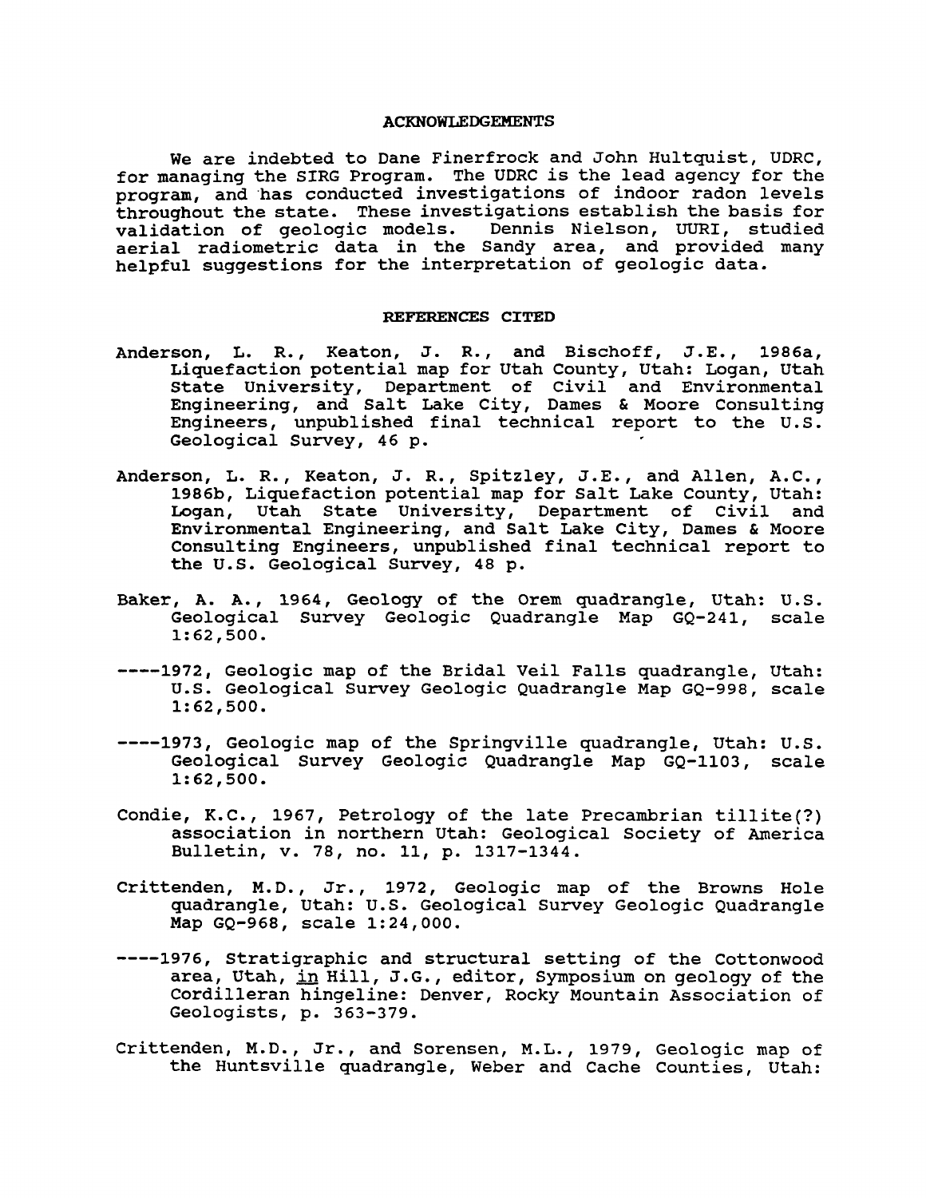## ACKNOWLEDGEMENTS

We are indebted to Dane Finerfrock and John Hultquist, UDRC, for managing the SIRG Program. The UDRC is the lead agency for the program, and has conducted investigations of indoor radon levels throughout the state. These investigations establish the basis for validation of geologic models. Dennis Nielson, UURI, studied aerial radiometric data in the Sandy area, and provided many helpful suggestions for the interpretation of geologic data.

## REFERENCES CITED

Anderson, L. R., Keaton, J. R., and Bischoff, J.E., 1986a, Liquefaction potential map for Utah County, Utah: Logan, Utah State University, Department of Civil and Environmental Engineering, and Salt Lake City, Dames & Moore Consulting Engineers, unpublished final technical report to the U.S. Geological Survey, 46 p.

Anderson, L. R., Keaton, J. R., Spitzley, J.E., and Allen, A.C., 1986b, Liquefaction potential map for Salt Lake County, Utah: Logan, Utah State University, Department of Civil and Environmental Engineering, and Salt Lake City, Dames & Moore Consulting Engineers, unpublished final technical report to the U.S. Geological Survey, 48 p.

Baker, A. A., 1964, Geology of the Orem quadrangle, Utah: U.S. Geological Survey Geologic Quadrangle Map GQ-241, scale 1:62,500.

----1972, Geologic map of the Bridal Veil Falls quadrangle, Utah: U.S. Geological Survey Geologic Quadrangle Map GQ-998, scale 1:62,500.

----1973, Geologic map of the Springville quadrangle, Utah: U.S. Geological Survey Geologic Quadrangle Map GQ-1103, scale 1:62,500.

Condie, K.C., 1967, Petrology of the late Precambrian tillite(?) association in northern Utah: Geological Society of America Bulletin, v. 78, no. 11, p. 1317-1344.

Crittenden, M.D., Jr., 1972, Geologic map of the Browns Hole quadrangle, Utah: U.S. Geological Survey Geologic Quadrangle Map GQ-968, scale 1:24,000.

----1976, Stratigraphic and structural setting of the Cottonwood area, Utah, in Hill, J.G., editor, Symposium on geology of the Cordilleran hingeline: Denver, Rocky Mountain Association of Geologists, p. 363-379.

Crittenden, M.D., Jr., and Sorensen, M.L., 1979, Geologic map of the Huntsville quadrangle, Weber and Cache Counties, Utah: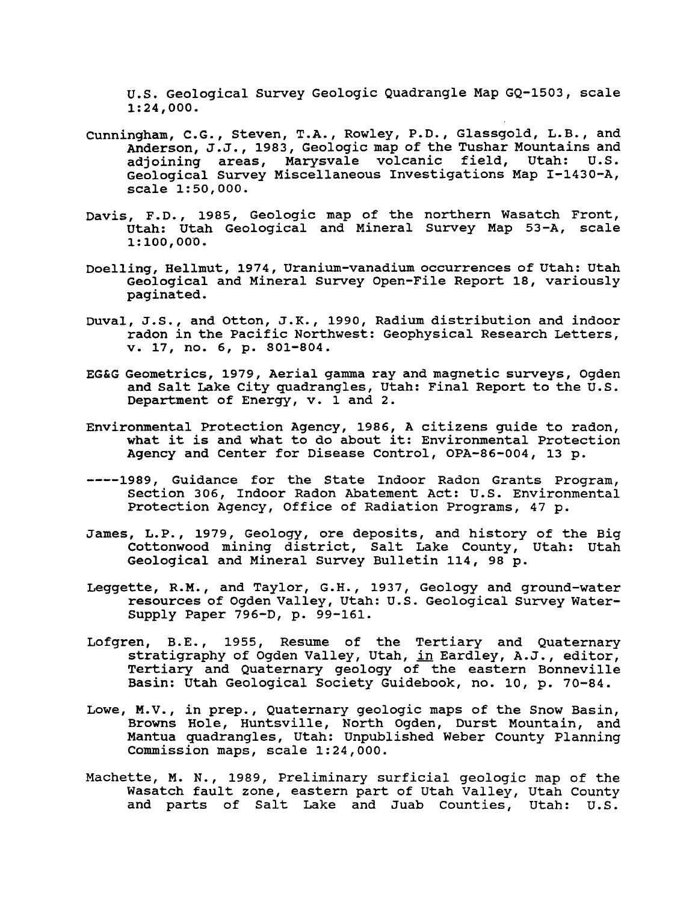U.S. Geological Survey Geologic Quadrangle Map GQ-1503, scale 1:24,000.

Cunningham, C.G., Steven, T.A., Rowley, P.D., Glassgold, L.B., and Anderson, J.J., 1983, Geologic map of the Tushar Mountains and adjoining areas, Marysvale volcanic field, Utah: U.S. Geological Survey Miscellaneous Investigations Map I-1430-A, scale 1:50,000.

Davis, F.D., 1985, Geologic map of the northern Wasatch Front, Utah: Utah Geological and Mineral Survey Map 53-A, scale 1:100,000.

Doelling, Hellmut, 1974, Uranium-vanadium occurrences of Utah: Utah Geological and Mineral Survey Open-File Report 18, variously paginated.

Duval, J.S., and Otton, J.K., 1990, Radium distribution and indoor radon in the Pacific Northwest: Geophysical Research Letters, v. 17, no. 6, p. 801-804.

EG&G Geometrics, 1979, Aerial gamma ray and magnetic surveys, Ogden and Salt Lake City quadrangles, Utah: Final Report to the U.S. Department of Energy, v. 1 and 2.

Environmental Protection Agency, 1986, A citizens guide to radon, what it is and what to do about it: Environmental Protection Agency and Center for Disease Control, OPA-86-004, 13 p.

----1989, Guidance for the State Indoor Radon Grants Program, Section 306, Indoor Radon Abatement Act: U.S. Environmental Protection Agency, Office of Radiation Programs, 47 p.

James, L.P., 1979, Geology, ore deposits, and history of the Big Cottonwood mining district, Salt Lake County, Utah: Utah Geological and Mineral Survey Bulletin 114, 98 p.

Leggette, R.M., and Taylor, G.H., 1937, Geology and ground-water resources of Ogden Valley, Utah: U.S. Geological Survey Water-Supply Paper 796-D, p. 99-161.

Lofgren, B.E., 1955, Resume of the Tertiary and Quaternary stratigraphy of Ogden Valley, Utah, in Eardley, A.J., editor, Tertiary and Quaternary geology of the eastern Bonneville Basin: Utah Geological Society Guidebook, no. 10, p. 70-84.

Lowe, M.V., in prep., Quaternary geologic maps of the Snow Basin, Browns Hole, Huntsville, North Ogden, Durst Mountain, and Mantua quadrangles, Utah: Unpublished Weber County Planning Commission maps, scale 1:24,000.

Machette, M. N., 1989, Preliminary surficial geologic map of the Wasatch fault zone, eastern part of Utah Valley, Utah County and parts of Salt Lake and Juab Counties, Utah: U.S.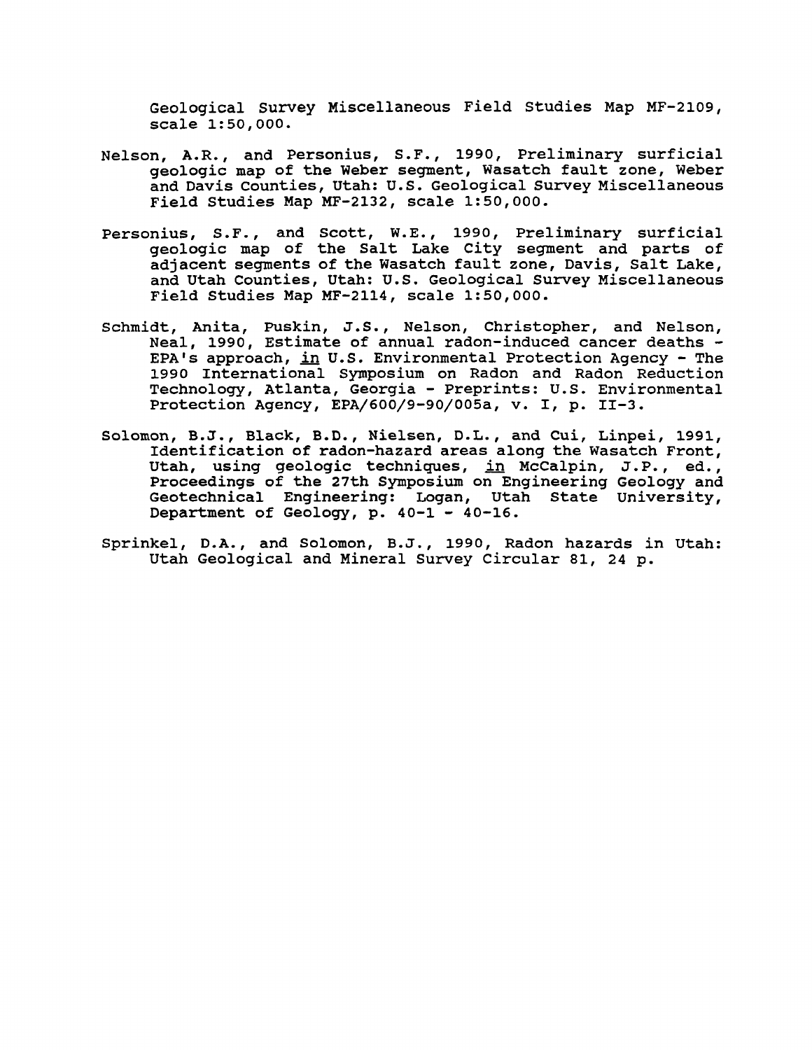Geological Survey Miscellaneous Field Studies Map MF-2109, scale 1:50,000.

Nelson, A.R., and Personius, S.F., 1990, Preliminary surficial geologic map of the Weber segment, Wasatch fault zone, Weber and Davis Counties, Utah: U.S. Geological Survey Miscellaneous Field Studies Map MF-2132, scale 1:50,000.

Personius, S.F., and Scott, W.E., 1990, Preliminary surficial geologic map of the Salt Lake City segment and parts of adjacent segments of the Wasatch fault zone, Davis, Salt Lake, and Utah Counties, Utah: U.S. Geological Survey Miscellaneous Field Studies Map MF-2114, scale 1:50,000.

Schmidt, Anita, Puskin, J.S., Nelson, Christopher, and Nelson, Neal, 1990, Estimate of annual radon-induced cancer deaths - EPA's approach, in U.S. Environmental Protection Agency - The 1990 International Symposium on Radon and Radon Reduction Technology, Atlanta, Georgia - Preprints: U.S. Environmental Protection Agency, EPA/600/9-90/005a, v. I, p. II-3.

Solomon, B.J., Black, B.D., Nielsen, D.L., and Cui, Linpei, 1991, Identification of radon-hazard areas along the Wasatch Front, Utah, using geologic techniques, in McCalpin, J.P., ed., Proceedings of the 27th Symposium on Engineering Geology and Geotechnical Engineering: Logan, Utah State University, Department of Geology, p. 40-1 - 40-16.

Sprinkel, D.A., and Solomon, B.J., 1990, Radon hazards in Utah: Utah Geological and Mineral Survey Circular 81, 24 p.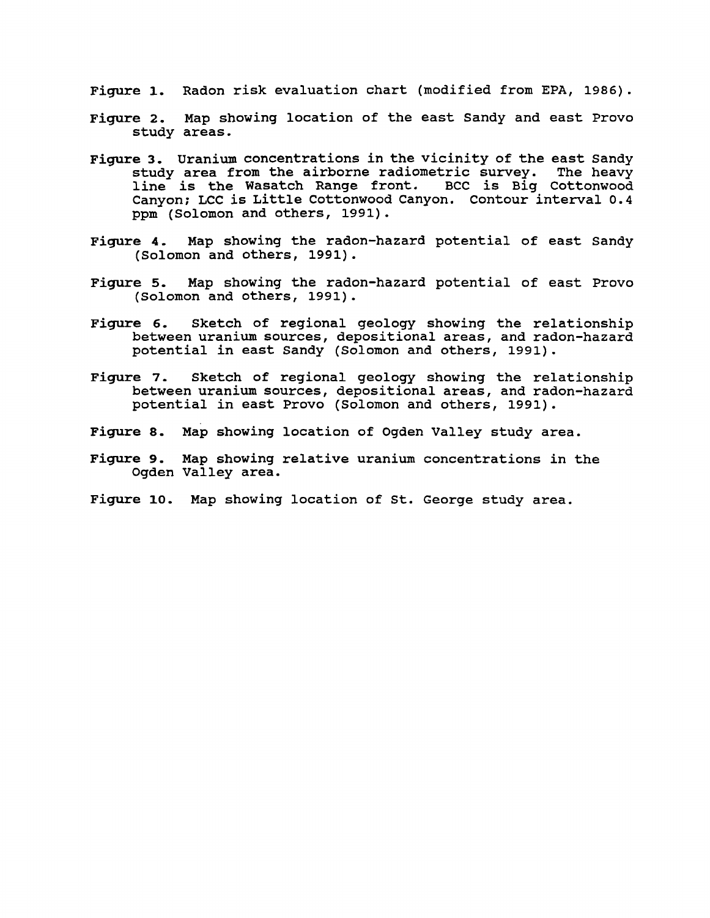**Figure 1.** Radon risk evaluation chart (modified from EPA, 1986).

**Figure 2.** Map showing location of the east Sandy and east Provo study areas.

**Figure 3.** Uranium concentrations in the vicinity of the east Sandy study area from the airborne radiometric survey. The heavy line is the Wasatch Range front. BCC is Big Cottonwood Canyon; LCC is Little Cottonwood Canyon. Contour interval 0.4 ppm (Solomon and others, 1991).

**Figure 4.** Map showing the radon-hazard potential of east Sandy (Solomon and others, 1991).

**Figure 5.** Map showing the radon-hazard potential of east Provo (Solomon and others, 1991).

**Figure 6.** Sketch of regional geology showing the relationship between uranium sources, depositional areas, and radon-hazard potential in east Sandy (Solomon and others, 1991).

**Figure 7.** Sketch of regional geology showing the relationship between uranium sources, depositional areas, and radon-hazard potential in east Provo (Solomon and others, 1991).

**Figure 8.** Map showing location of Ogden Valley study area.

**Figure 9.** Map showing relative uranium concentrations in the Ogden Valley area.

**Figure 10.** Map showing location of St. George study area.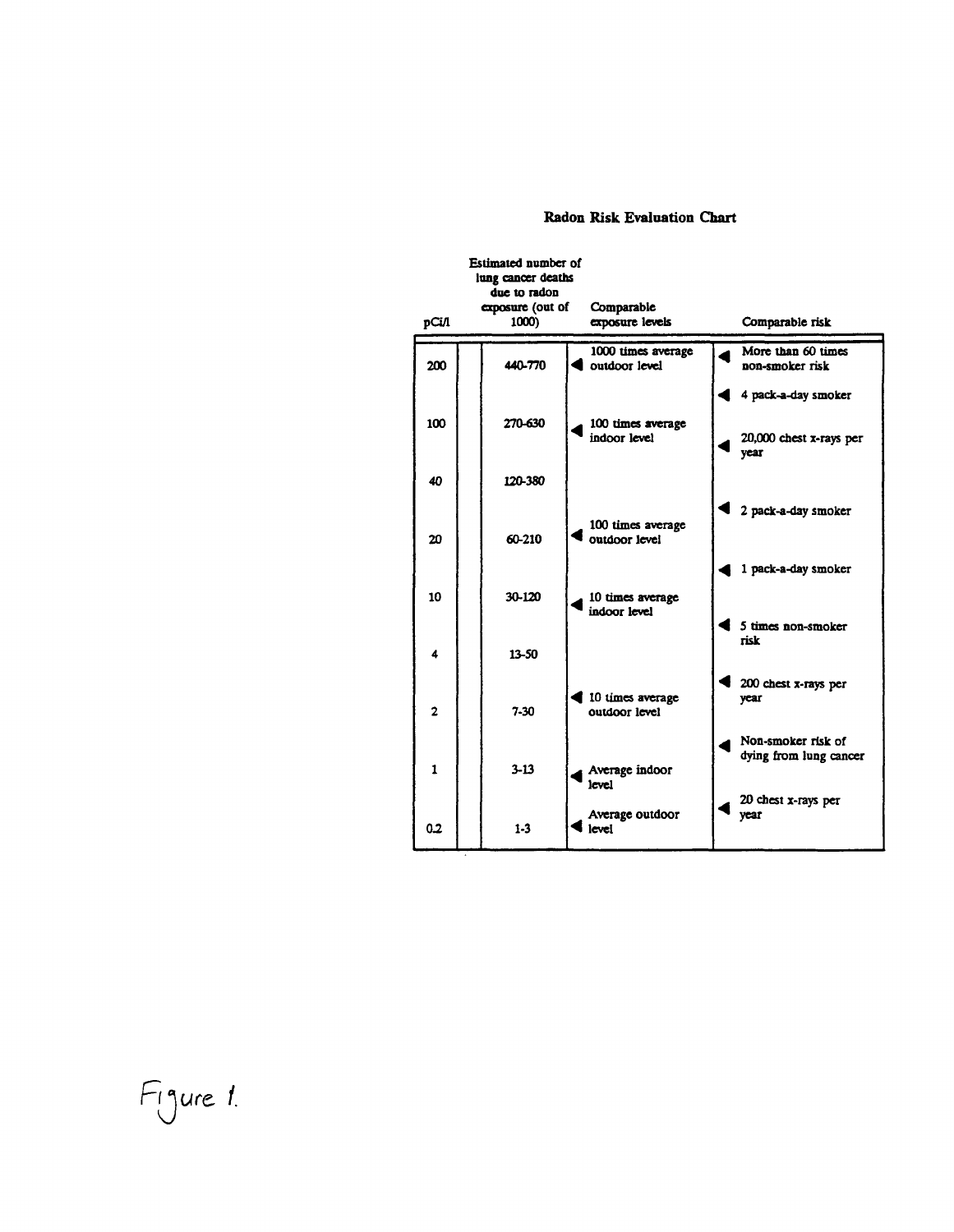**Radon Risk Evaluation Chart**

| pCi/l | Estimated number of lung cancer deaths due to radon exposure (out of 1000) | Comparable exposure levels | Comparable risk |
|---|---|---|---|
| 200 | 440-770 | 1000 times average outdoor level | More than 60 times non-smoker risk |
| | | | 4 pack-a-day smoker |
| 100 | 270-630 | 100 times average indoor level | 20,000 chest x-rays per year |
| 40 | 120-380 | | |
| | | | 2 pack-a-day smoker |
| 20 | 60-210 | 100 times average outdoor level | |
| | | | 1 pack-a-day smoker |
| 10 | 30-120 | 10 times average indoor level | |
| | | | 5 times non-smoker risk |
| 4 | 13-50 | | |
| | | | 200 chest x-rays per year |
| 2 | 7-30 | 10 times average outdoor level | |
| | | | Non-smoker risk of dying from lung cancer |
| 1 | 3-13 | Average indoor level | |
| | | | 20 chest x-rays per year |
| 0.2 | 1-3 | Average outdoor level | |

Figure 1.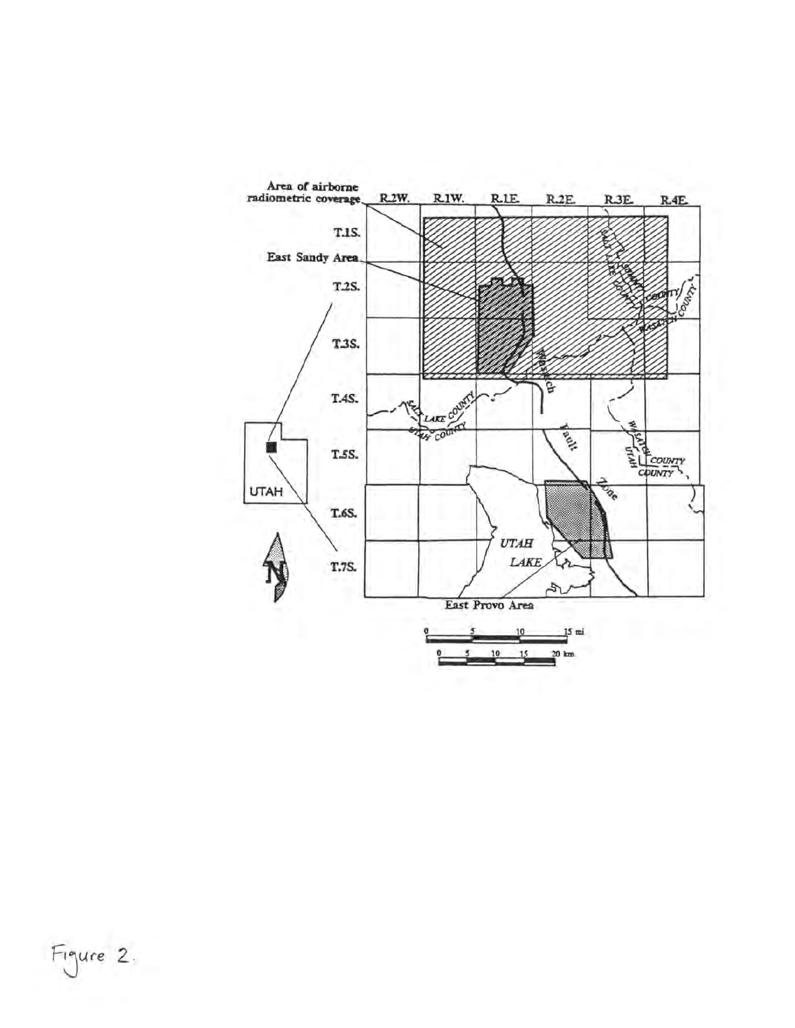Area of airborne radiometric coverage

R.2W. R.1W. R.1E. R.2E. R.3E. R.4E.

T.1S.

East Sandy Area

T.2S.

T.3S.

T.4S.

T.5S.

T.6S.

T.7S.

SALT LAKE COUNTY

UTAH COUNTY

SUMMIT COUNTY

WASATCH COUNTY

Wasatch Fault Zone

UTAH LAKE

East Provo Area

UTAH

N

0 5 10 15 mi

0 5 10 15 20 km

Figure 2.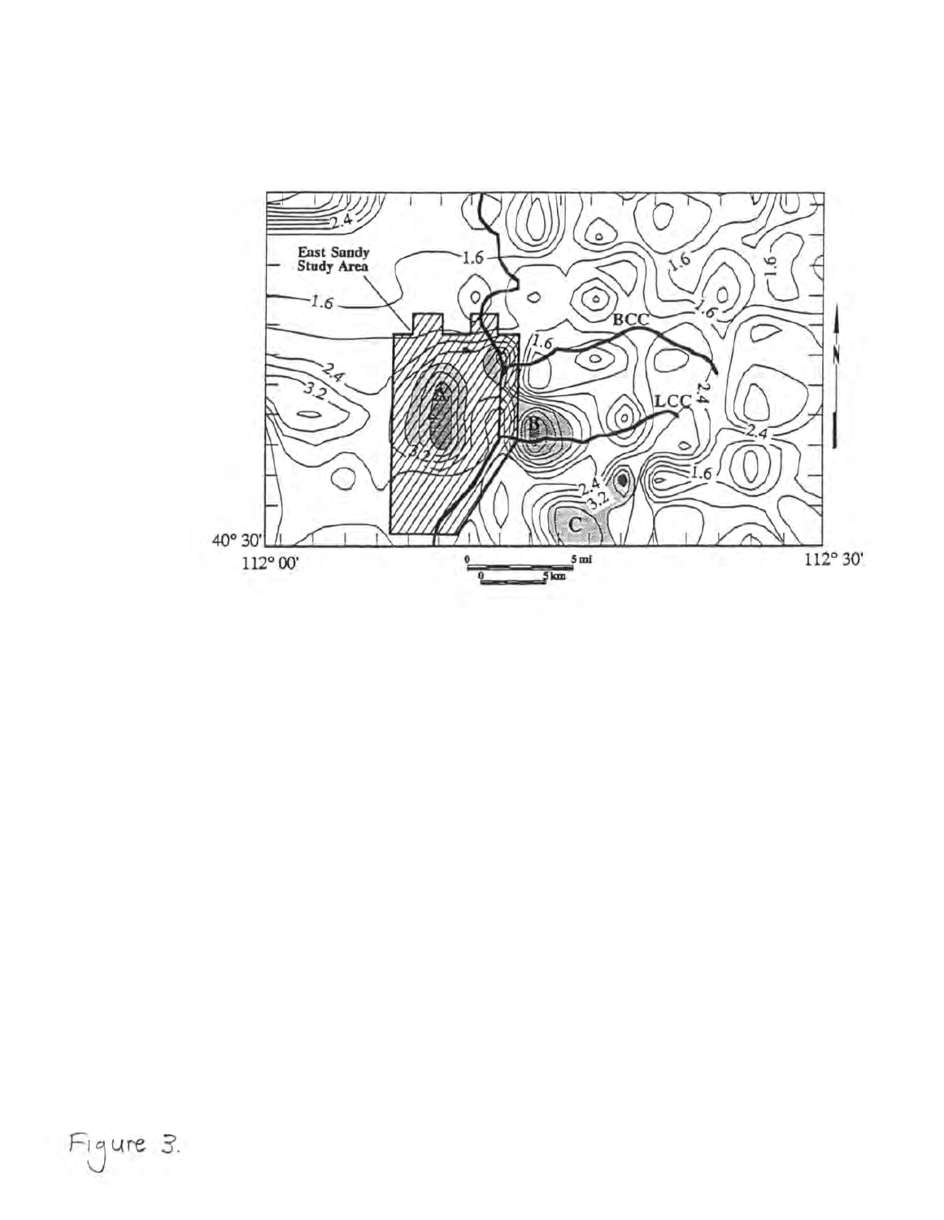Figure 3.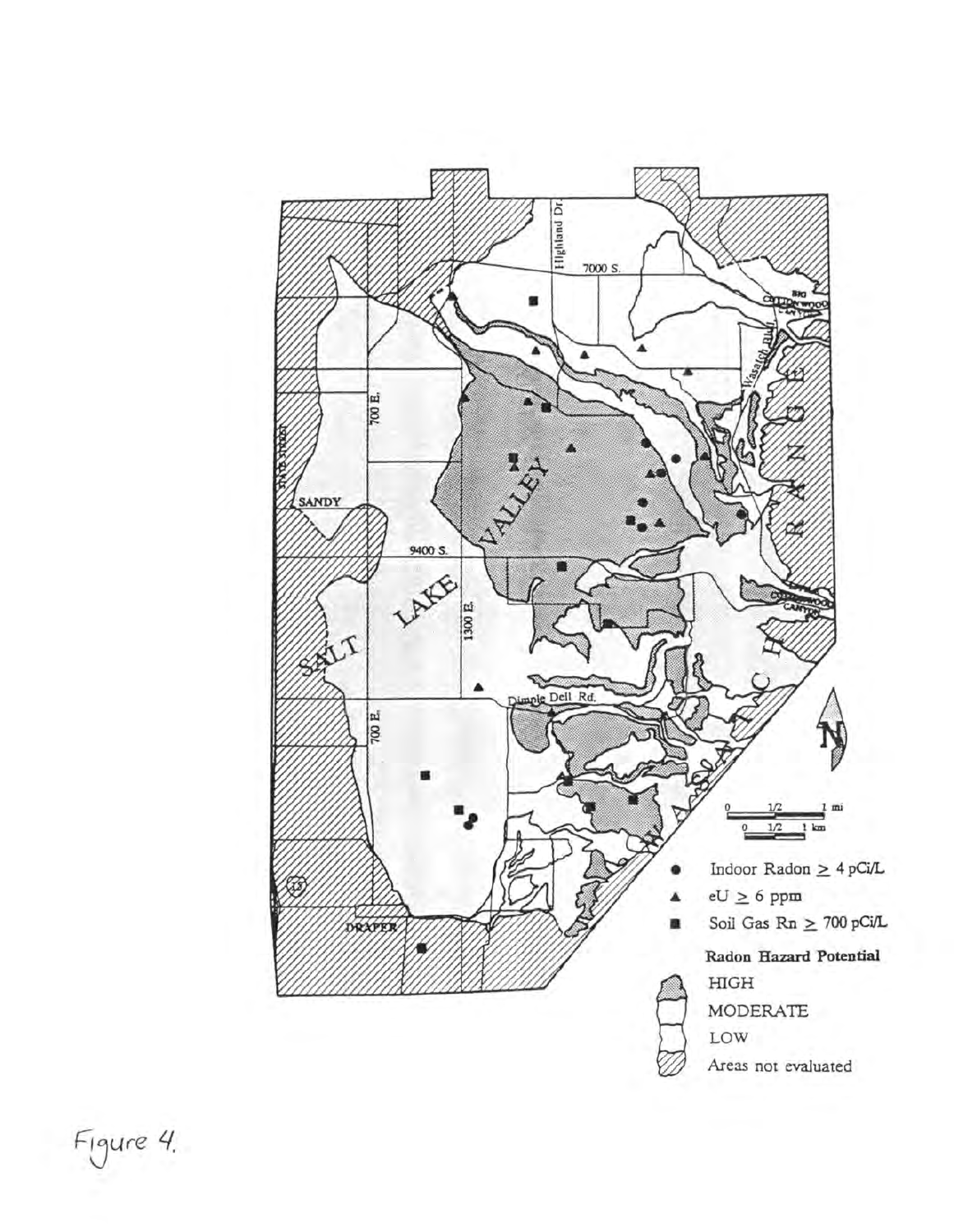Indoor Radon ≥ 4 pCi/L

eU ≥ 6 ppm

Soil Gas Rn ≥ 700 pCi/L

**Radon Hazard Potential**

HIGH

MODERATE

LOW

Areas not evaluated

Figure 4.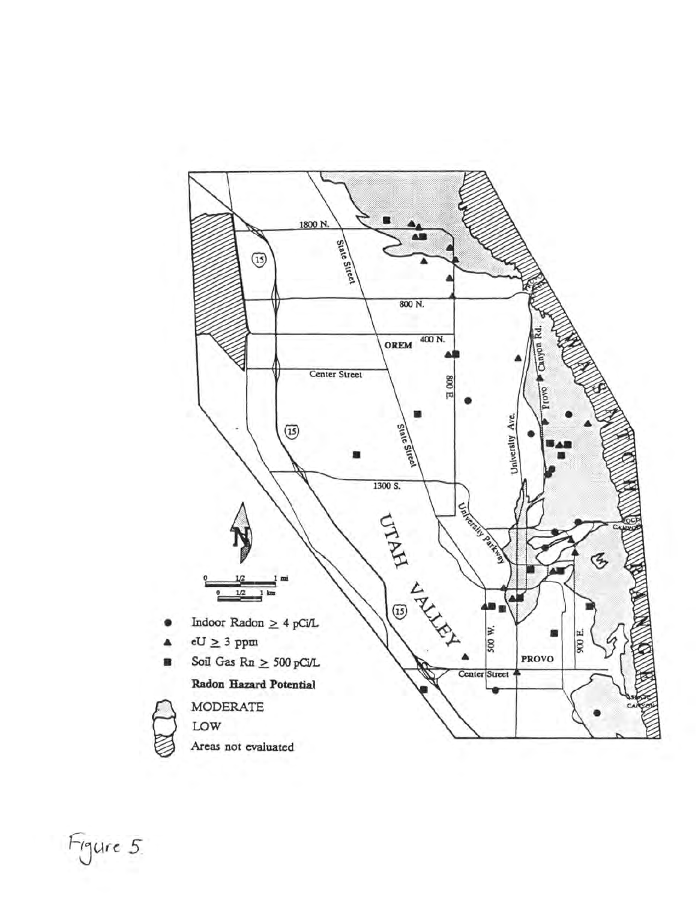Figure 5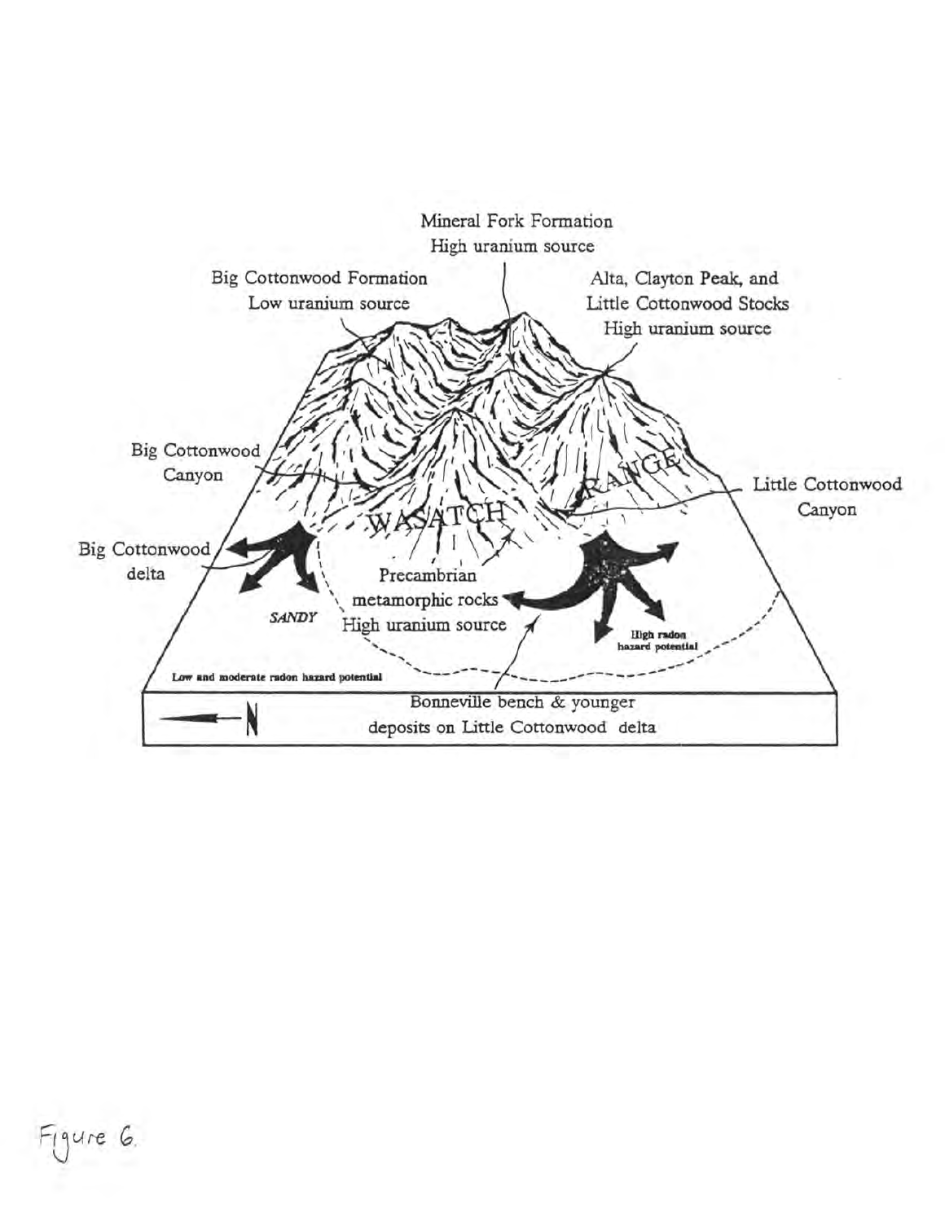Mineral Fork Formation
High uranium source

Big Cottonwood Formation
Low uranium source

Alta, Clayton Peak, and
Little Cottonwood Stocks
High uranium source

Big Cottonwood
Canyon

WASATCH RANGE

Little Cottonwood
Canyon

Big Cottonwood
delta

SANDY

Precambrian
metamorphic rocks
High uranium source

High radon
hazard potential

Low and moderate radon hazard potential

Bonneville bench & younger
deposits on Little Cottonwood delta

N

Figure 6.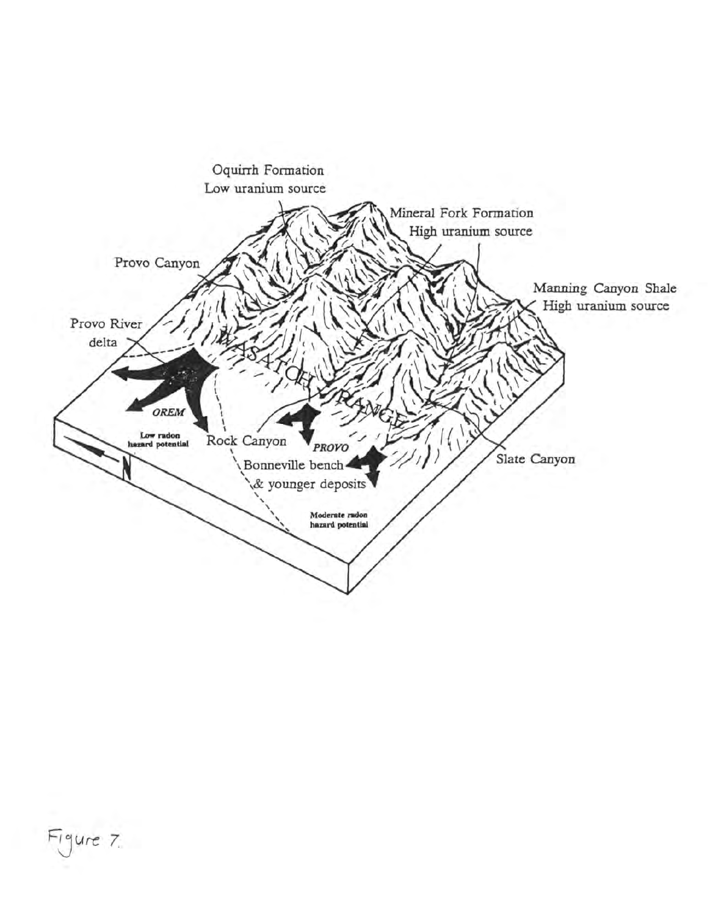Oquirrh Formation
Low uranium source

Mineral Fork Formation
High uranium source

Provo Canyon

Manning Canyon Shale
High uranium source

Provo River
delta

WASATCH RANGE

OREM

Low radon
hazard potential

Rock Canyon

PROVO

Bonneville bench
& younger deposits

Slate Canyon

Moderate radon
hazard potential

N

Figure 7.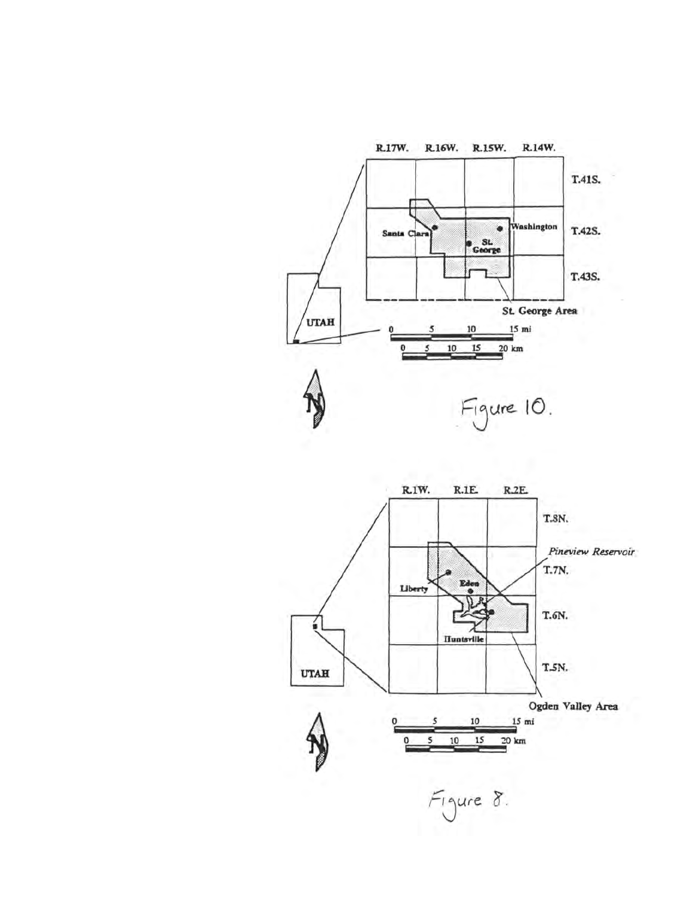R.17W. R.16W. R.15W. R.14W.

T.41S.

T.42S.

T.43S.

Santa Clara

Washington

St. George

St. George Area

UTAH

0 5 10 15 mi

0 5 10 15 20 km

N

Figure 10.

R.1W. R.1E. R.2E.

T.8N.

Pineview Reservoir

T.7N.

T.6N.

T.5N.

Liberty

Eden

Huntsville

Ogden Valley Area

UTAH

0 5 10 15 mi

0 5 10 15 20 km

N

Figure 8.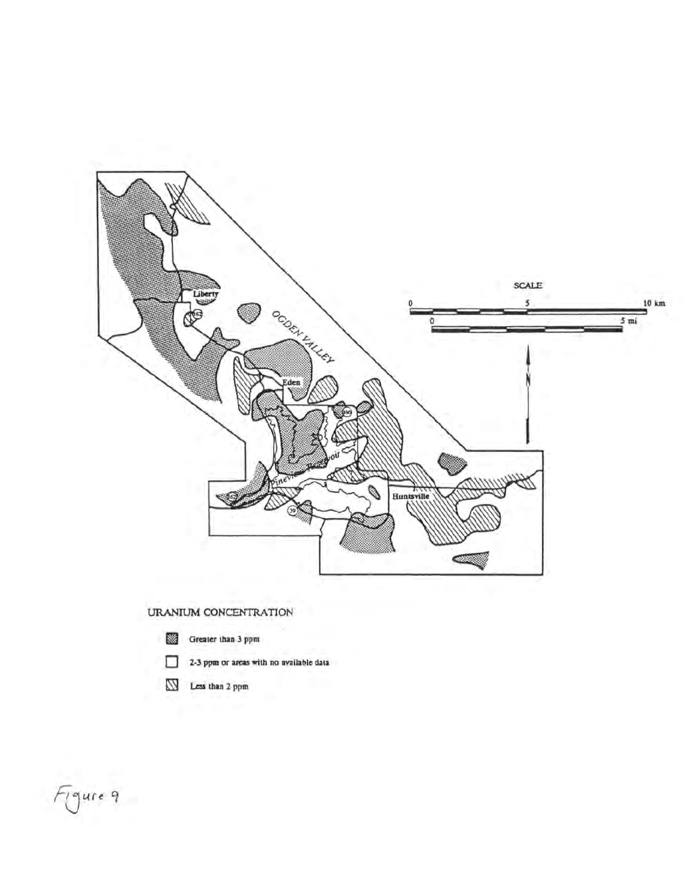SCALE

0 5 10 km

0 5 mi

N

Liberty

OGDEN VALLEY

Eden

Pineview Reservoir

Huntsville

URANIUM CONCENTRATION

Greater than 3 ppm

2-3 ppm or areas with no available data

Less than 2 ppm

Figure 9